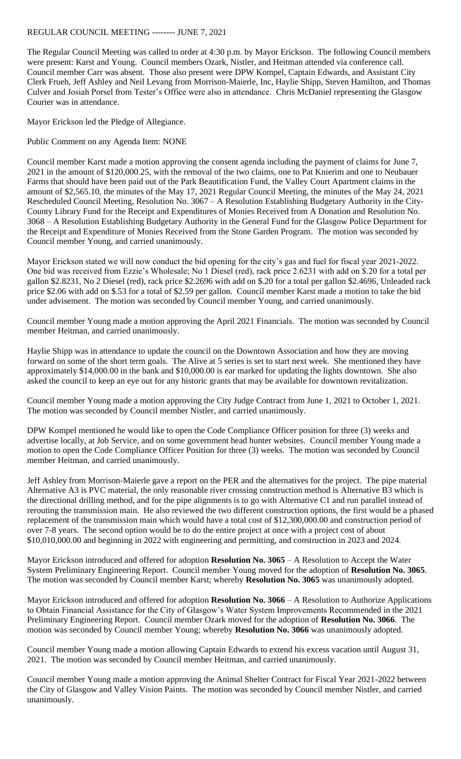REGULAR COUNCIL MEETING -------- JUNE 7, 2021

The Regular Council Meeting was called to order at 4:30 p.m. by Mayor Erickson. The following Council members were present: Karst and Young. Council members Ozark, Nistler, and Heitman attended via conference call. Council member Carr was absent. Those also present were DPW Kompel, Captain Edwards, and Assistant City Clerk Frueh, Jeff Ashley and Neil Levang from Morrison-Maierle, Inc, Haylie Shipp, Steven Hamilton, and Thomas Culver and Josiah Porsel from Tester's Office were also in attendance. Chris McDaniel representing the Glasgow Courier was in attendance.

Mayor Erickson led the Pledge of Allegiance.

Public Comment on any Agenda Item: NONE

Council member Karst made a motion approving the consent agenda including the payment of claims for June 7, 2021 in the amount of $120,000.25, with the removal of the two claims, one to Pat Knierim and one to Neubauer Farms that should have been paid out of the Park Beautification Fund, the Valley Court Apartment claims in the amount of $2,565.10, the minutes of the May 17, 2021 Regular Council Meeting, the minutes of the May 24, 2021 Rescheduled Council Meeting, Resolution No. 3067 – A Resolution Establishing Budgetary Authority in the City-County Library Fund for the Receipt and Expenditures of Monies Received from A Donation and Resolution No. 3068 – A Resolution Establishing Budgetary Authority in the General Fund for the Glasgow Police Department for the Receipt and Expenditure of Monies Received from the Stone Garden Program. The motion was seconded by Council member Young, and carried unanimously.

Mayor Erickson stated we will now conduct the bid opening for the city's gas and fuel for fiscal year 2021-2022. One bid was received from Ezzie's Wholesale; No 1 Diesel (red), rack price 2.6231 with add on $.20 for a total per gallon $2.8231, No 2 Diesel (red), rack price $2.2696 with add on $.20 for a total per gallon $2.4696, Unleaded rack price $2.06 with add on $.53 for a total of $2.59 per gallon. Council member Karst made a motion to take the bid under advisement. The motion was seconded by Council member Young, and carried unanimously.

Council member Young made a motion approving the April 2021 Financials. The motion was seconded by Council member Heitman, and carried unanimously.

Haylie Shipp was in attendance to update the council on the Downtown Association and how they are moving forward on some of the short term goals. The Alive at 5 series is set to start next week. She mentioned they have approximately $14,000.00 in the bank and $10,000.00 is ear marked for updating the lights downtown. She also asked the council to keep an eye out for any historic grants that may be available for downtown revitalization.

Council member Young made a motion approving the City Judge Contract from June 1, 2021 to October 1, 2021. The motion was seconded by Council member Nistler, and carried unanimously.

DPW Kompel mentioned he would like to open the Code Compliance Officer position for three (3) weeks and advertise locally, at Job Service, and on some government head hunter websites. Council member Young made a motion to open the Code Compliance Officer Position for three (3) weeks. The motion was seconded by Council member Heitman, and carried unanimously.

Jeff Ashley from Morrison-Maierle gave a report on the PER and the alternatives for the project. The pipe material Alternative A3 is PVC material, the only reasonable river crossing construction method is Alternative B3 which is the directional drilling method, and for the pipe alignments is to go with Alternative C1 and run parallel instead of rerouting the transmission main. He also reviewed the two different construction options, the first would be a phased replacement of the transmission main which would have a total cost of $12,300,000.00 and construction period of over 7-8 years. The second option would be to do the entire project at once with a project cost of about $10,010,000.00 and beginning in 2022 with engineering and permitting, and construction in 2023 and 2024.

Mayor Erickson introduced and offered for adoption **Resolution No. 3065** – A Resolution to Accept the Water System Preliminary Engineering Report. Council member Young moved for the adoption of **Resolution No. 3065**. The motion was seconded by Council member Karst; whereby **Resolution No. 3065** was unanimously adopted.

Mayor Erickson introduced and offered for adoption **Resolution No. 3066** – A Resolution to Authorize Applications to Obtain Financial Assistance for the City of Glasgow's Water System Improvements Recommended in the 2021 Preliminary Engineering Report. Council member Ozark moved for the adoption of **Resolution No. 3066**. The motion was seconded by Council member Young; whereby **Resolution No. 3066** was unanimously adopted.

Council member Young made a motion allowing Captain Edwards to extend his excess vacation until August 31, 2021. The motion was seconded by Council member Heitman, and carried unanimously.

Council member Young made a motion approving the Animal Shelter Contract for Fiscal Year 2021-2022 between the City of Glasgow and Valley Vision Paints. The motion was seconded by Council member Nistler, and carried unanimously.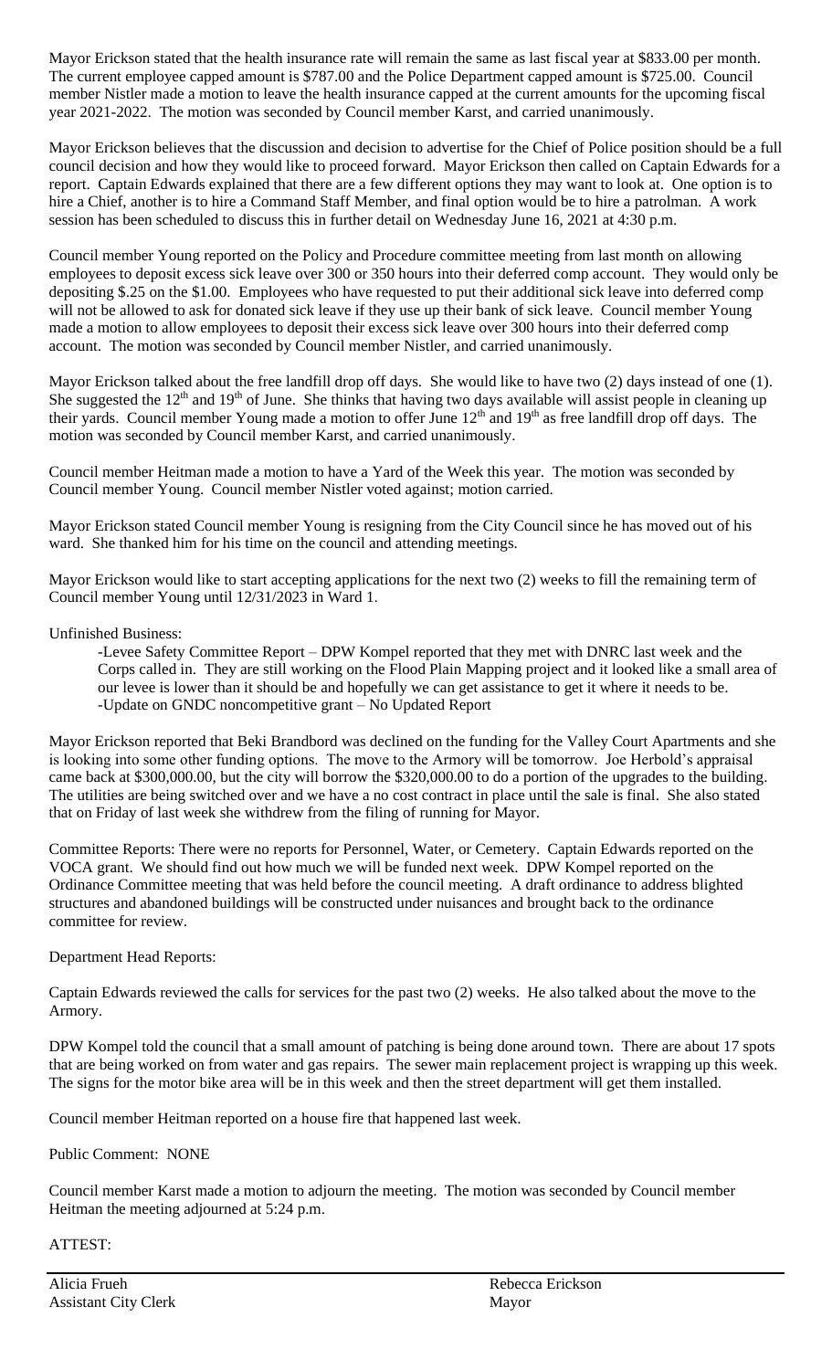Mayor Erickson stated that the health insurance rate will remain the same as last fiscal year at $833.00 per month. The current employee capped amount is $787.00 and the Police Department capped amount is $725.00. Council member Nistler made a motion to leave the health insurance capped at the current amounts for the upcoming fiscal year 2021-2022. The motion was seconded by Council member Karst, and carried unanimously.

Mayor Erickson believes that the discussion and decision to advertise for the Chief of Police position should be a full council decision and how they would like to proceed forward. Mayor Erickson then called on Captain Edwards for a report. Captain Edwards explained that there are a few different options they may want to look at. One option is to hire a Chief, another is to hire a Command Staff Member, and final option would be to hire a patrolman. A work session has been scheduled to discuss this in further detail on Wednesday June 16, 2021 at 4:30 p.m.

Council member Young reported on the Policy and Procedure committee meeting from last month on allowing employees to deposit excess sick leave over 300 or 350 hours into their deferred comp account. They would only be depositing $.25 on the $1.00. Employees who have requested to put their additional sick leave into deferred comp will not be allowed to ask for donated sick leave if they use up their bank of sick leave. Council member Young made a motion to allow employees to deposit their excess sick leave over 300 hours into their deferred comp account. The motion was seconded by Council member Nistler, and carried unanimously.

Mayor Erickson talked about the free landfill drop off days. She would like to have two (2) days instead of one (1). She suggested the 12th and 19th of June. She thinks that having two days available will assist people in cleaning up their yards. Council member Young made a motion to offer June 12th and 19th as free landfill drop off days. The motion was seconded by Council member Karst, and carried unanimously.

Council member Heitman made a motion to have a Yard of the Week this year. The motion was seconded by Council member Young. Council member Nistler voted against; motion carried.

Mayor Erickson stated Council member Young is resigning from the City Council since he has moved out of his ward. She thanked him for his time on the council and attending meetings.

Mayor Erickson would like to start accepting applications for the next two (2) weeks to fill the remaining term of Council member Young until 12/31/2023 in Ward 1.

Unfinished Business:

-Levee Safety Committee Report – DPW Kompel reported that they met with DNRC last week and the Corps called in. They are still working on the Flood Plain Mapping project and it looked like a small area of our levee is lower than it should be and hopefully we can get assistance to get it where it needs to be.
-Update on GNDC noncompetitive grant – No Updated Report

Mayor Erickson reported that Beki Brandbord was declined on the funding for the Valley Court Apartments and she is looking into some other funding options. The move to the Armory will be tomorrow. Joe Herbold's appraisal came back at $300,000.00, but the city will borrow the $320,000.00 to do a portion of the upgrades to the building. The utilities are being switched over and we have a no cost contract in place until the sale is final. She also stated that on Friday of last week she withdrew from the filing of running for Mayor.

Committee Reports: There were no reports for Personnel, Water, or Cemetery. Captain Edwards reported on the VOCA grant. We should find out how much we will be funded next week. DPW Kompel reported on the Ordinance Committee meeting that was held before the council meeting. A draft ordinance to address blighted structures and abandoned buildings will be constructed under nuisances and brought back to the ordinance committee for review.

Department Head Reports:

Captain Edwards reviewed the calls for services for the past two (2) weeks. He also talked about the move to the Armory.

DPW Kompel told the council that a small amount of patching is being done around town. There are about 17 spots that are being worked on from water and gas repairs. The sewer main replacement project is wrapping up this week. The signs for the motor bike area will be in this week and then the street department will get them installed.

Council member Heitman reported on a house fire that happened last week.

Public Comment: NONE

Council member Karst made a motion to adjourn the meeting. The motion was seconded by Council member Heitman the meeting adjourned at 5:24 p.m.

ATTEST:

Alicia Frueh
Assistant City Clerk

Rebecca Erickson
Mayor